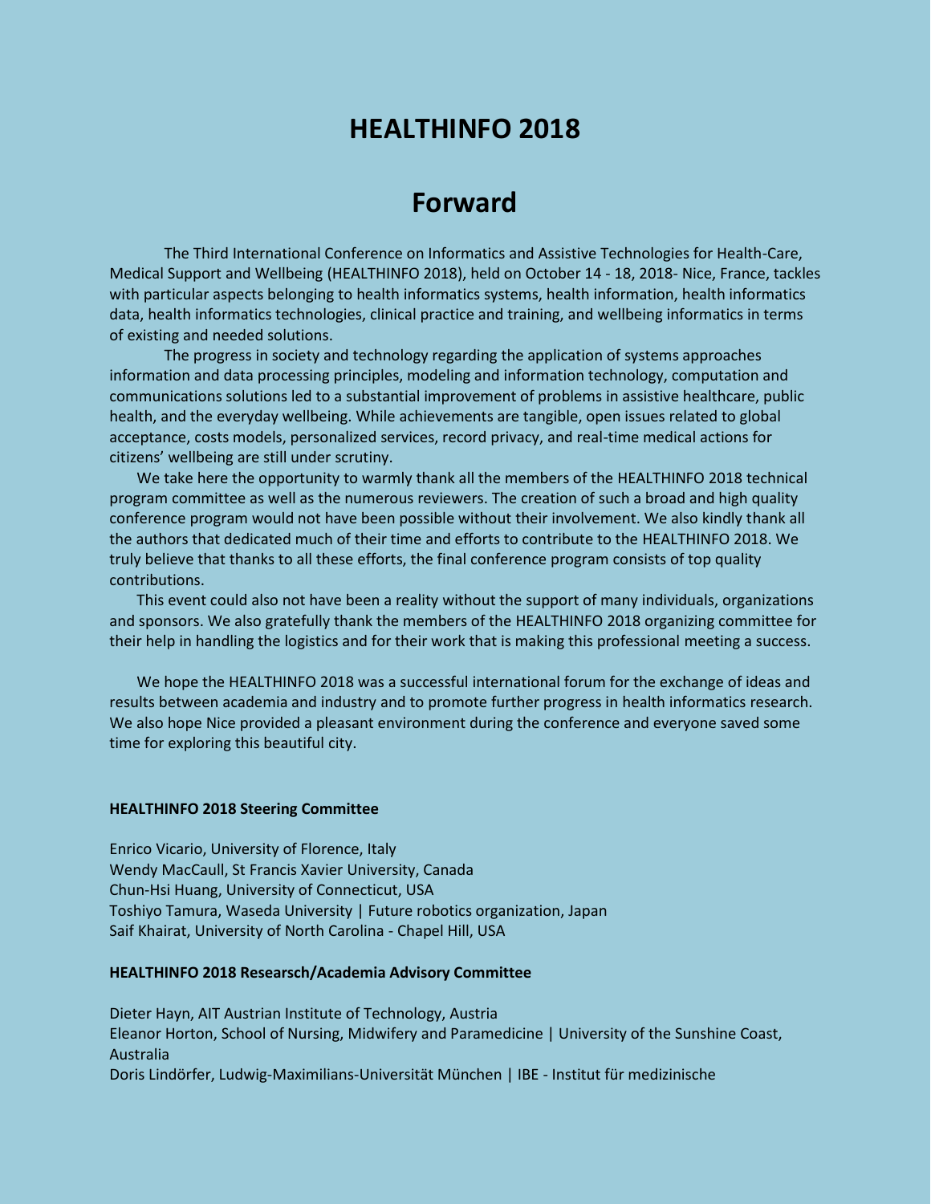# HEALTHINFO 2018

## Forward

The Third International Conference on Informatics and Assistive Technologies for Health-Care, Medical Support and Wellbeing (HEALTHINFO 2018), held on October 14 - 18, 2018- Nice, France, tackles with particular aspects belonging to health informatics systems, health information, health informatics data, health informatics technologies, clinical practice and training, and wellbeing informatics in terms of existing and needed solutions.

The progress in society and technology regarding the application of systems approaches information and data processing principles, modeling and information technology, computation and communications solutions led to a substantial improvement of problems in assistive healthcare, public health, and the everyday wellbeing. While achievements are tangible, open issues related to global acceptance, costs models, personalized services, record privacy, and real-time medical actions for citizens' wellbeing are still under scrutiny.

We take here the opportunity to warmly thank all the members of the HEALTHINFO 2018 technical program committee as well as the numerous reviewers. The creation of such a broad and high quality conference program would not have been possible without their involvement. We also kindly thank all the authors that dedicated much of their time and efforts to contribute to the HEALTHINFO 2018. We truly believe that thanks to all these efforts, the final conference program consists of top quality contributions.

This event could also not have been a reality without the support of many individuals, organizations and sponsors. We also gratefully thank the members of the HEALTHINFO 2018 organizing committee for their help in handling the logistics and for their work that is making this professional meeting a success.

We hope the HEALTHINFO 2018 was a successful international forum for the exchange of ideas and results between academia and industry and to promote further progress in health informatics research. We also hope Nice provided a pleasant environment during the conference and everyone saved some time for exploring this beautiful city.

**HEALTHINFO 2018 Steering Committee**

Enrico Vicario, University of Florence, Italy
Wendy MacCaull, St Francis Xavier University, Canada
Chun-Hsi Huang, University of Connecticut, USA
Toshiyo Tamura, Waseda University | Future robotics organization, Japan
Saif Khairat, University of North Carolina - Chapel Hill, USA

**HEALTHINFO 2018 Researsch/Academia Advisory Committee**

Dieter Hayn, AIT Austrian Institute of Technology, Austria
Eleanor Horton, School of Nursing, Midwifery and Paramedicine | University of the Sunshine Coast, Australia
Doris Lindörfer, Ludwig-Maximilians-Universität München | IBE - Institut für medizinische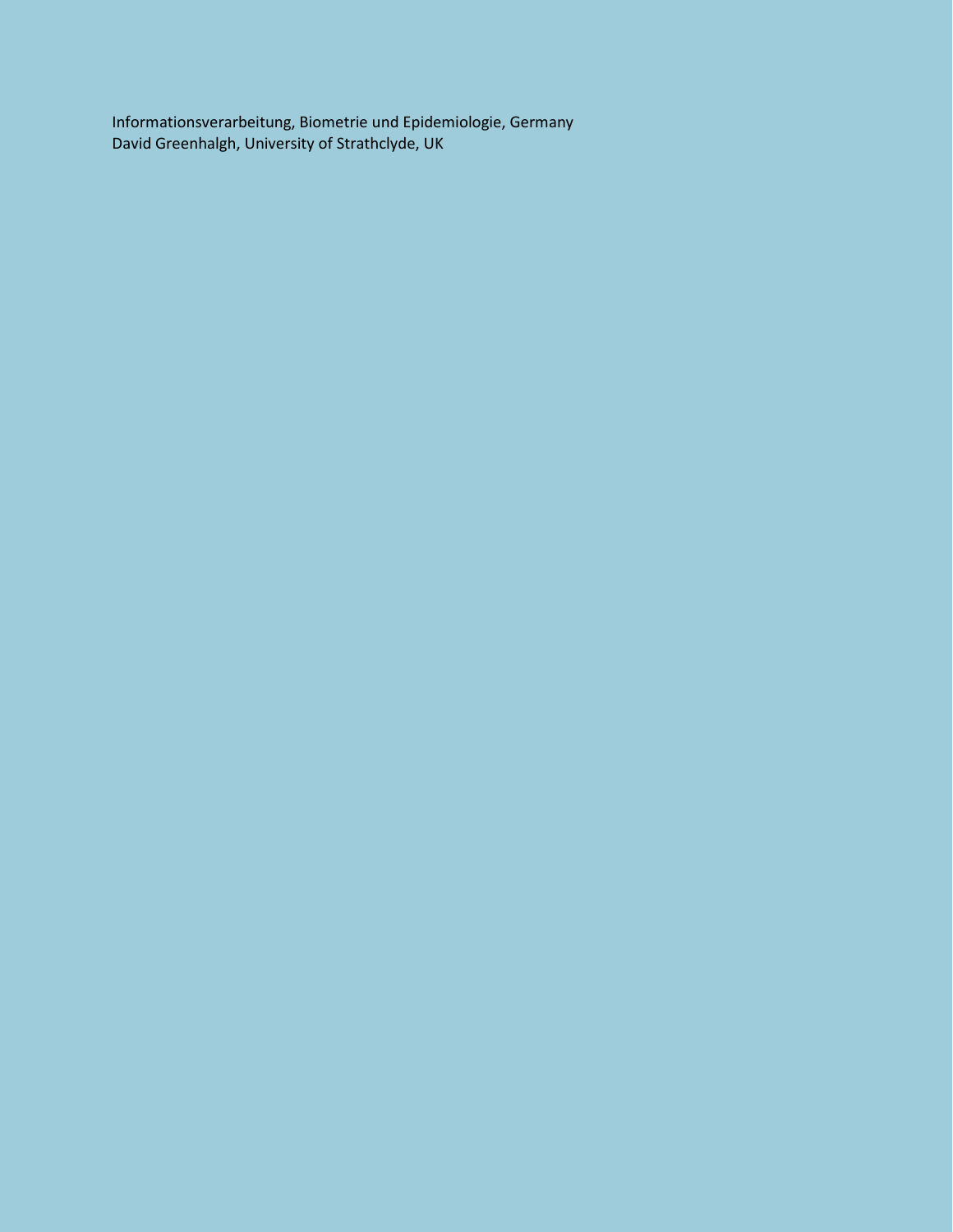Informationsverarbeitung, Biometrie und Epidemiologie, Germany
David Greenhalgh, University of Strathclyde, UK